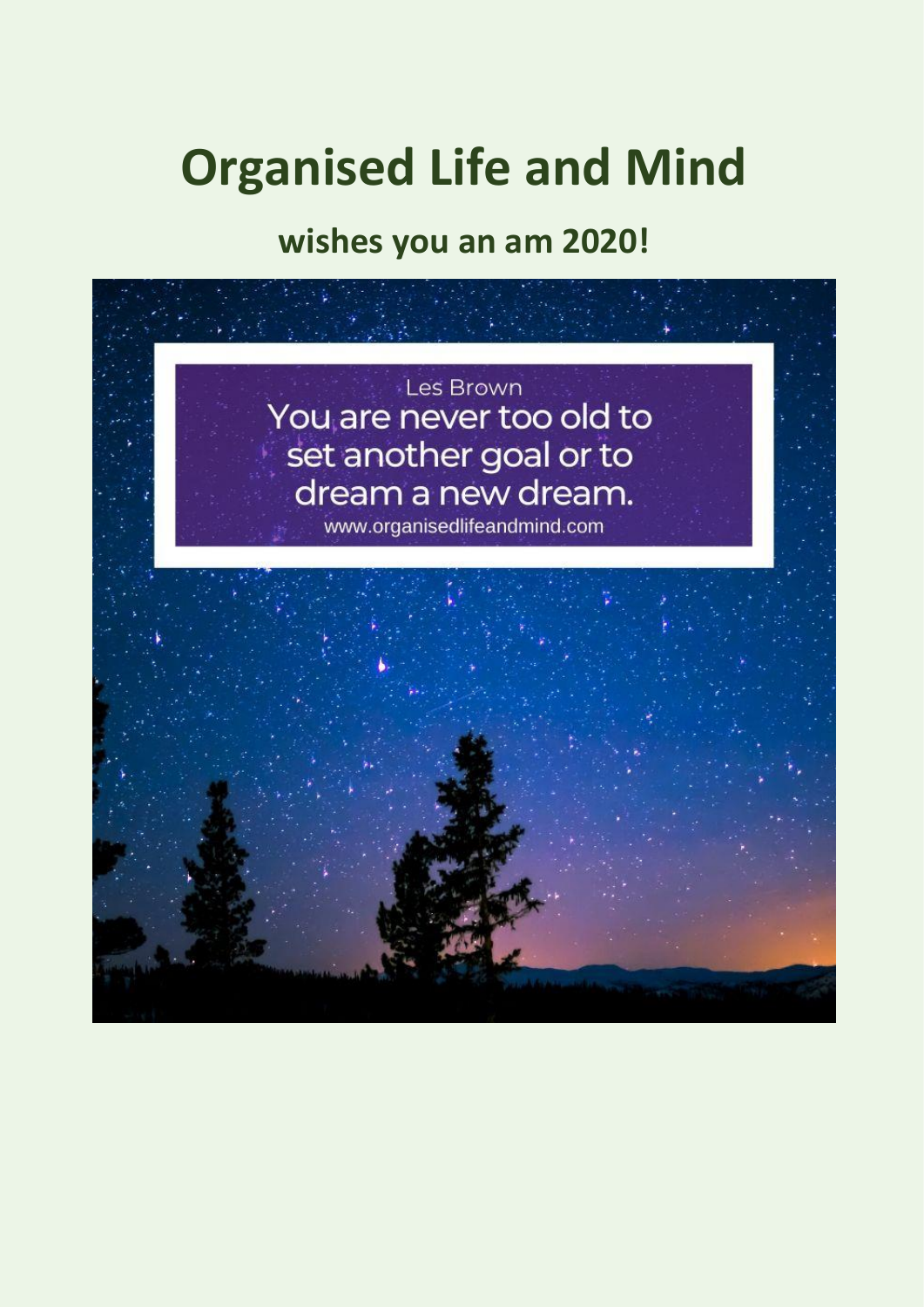# Organised Life and Mind

## wishes you an am 2020!

Les Brown

You are never too old to set another goal or to dream a new dream.

www.organisedlifeandmind.com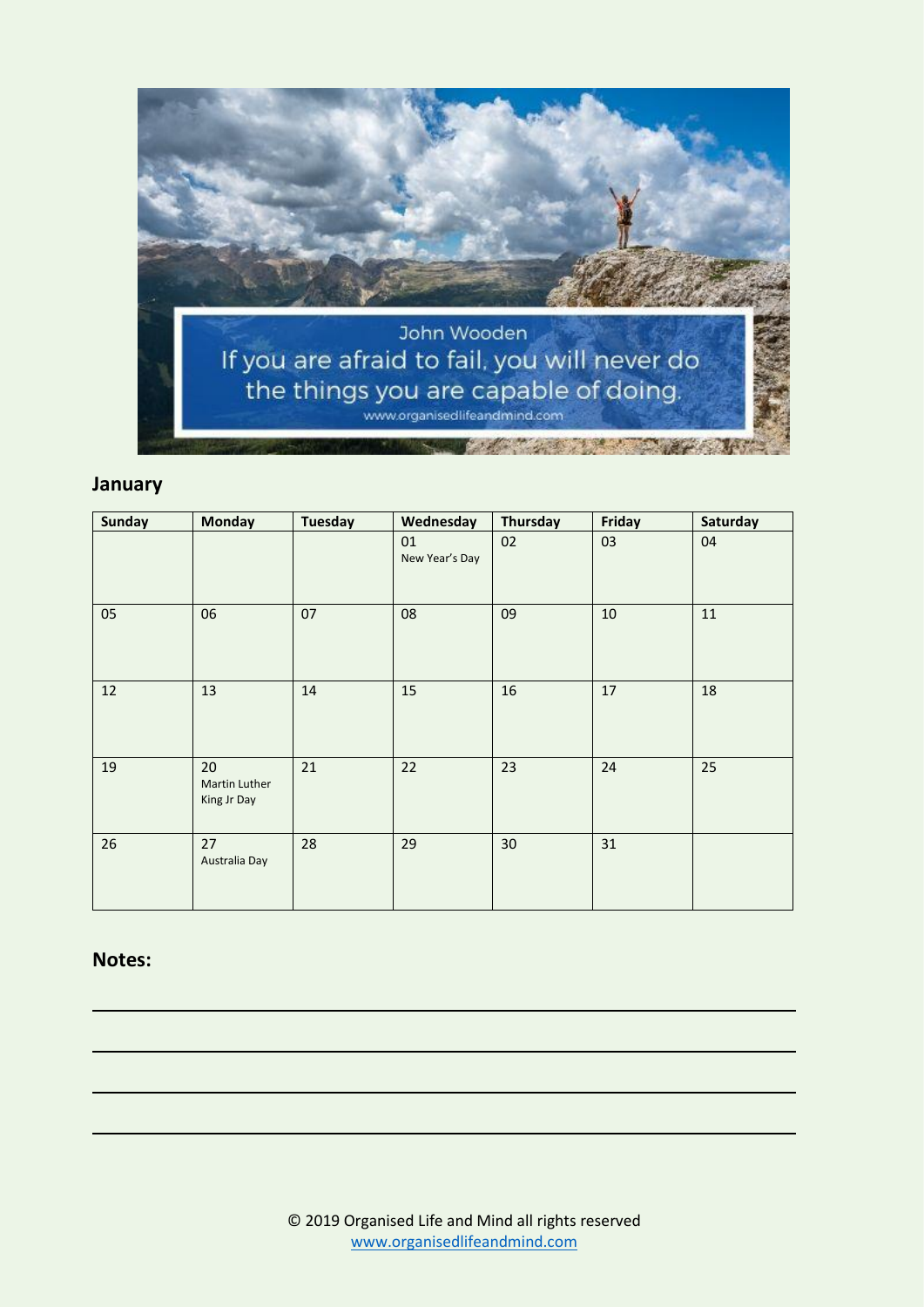John Wooden

If you are afraid to fail, you will never do the things you are capable of doing.

www.organisedlifeandmind.com

## January

| Sunday | Monday | Tuesday | Wednesday | Thursday | Friday | Saturday |
|---|---|---|---|---|---|---|
| | | | 01 New Year's Day | 02 | 03 | 04 |
| 05 | 06 | 07 | 08 | 09 | 10 | 11 |
| 12 | 13 | 14 | 15 | 16 | 17 | 18 |
| 19 | 20 Martin Luther King Jr Day | 21 | 22 | 23 | 24 | 25 |
| 26 | 27 Australia Day | 28 | 29 | 30 | 31 | |

## Notes:

© 2019 Organised Life and Mind all rights reserved
www.organisedlifeandmind.com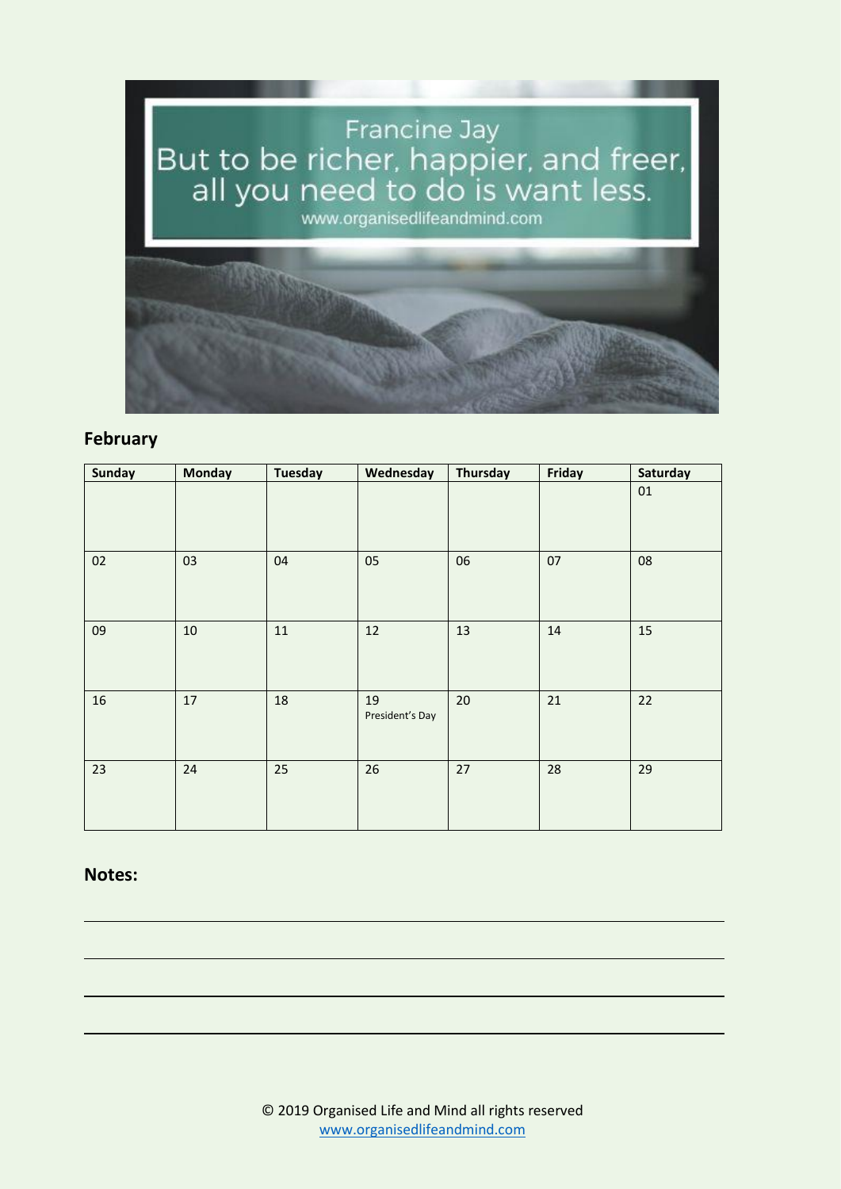Francine Jay
But to be richer, happier, and freer, all you need to do is want less.
www.organisedlifeandmind.com

## February

| Sunday | Monday | Tuesday | Wednesday | Thursday | Friday | Saturday |
|---|---|---|---|---|---|---|
| | | | | | | 01 |
| 02 | 03 | 04 | 05 | 06 | 07 | 08 |
| 09 | 10 | 11 | 12 | 13 | 14 | 15 |
| 16 | 17 | 18 | 19 President's Day | 20 | 21 | 22 |
| 23 | 24 | 25 | 26 | 27 | 28 | 29 |

## Notes:

© 2019 Organised Life and Mind all rights reserved
www.organisedlifeandmind.com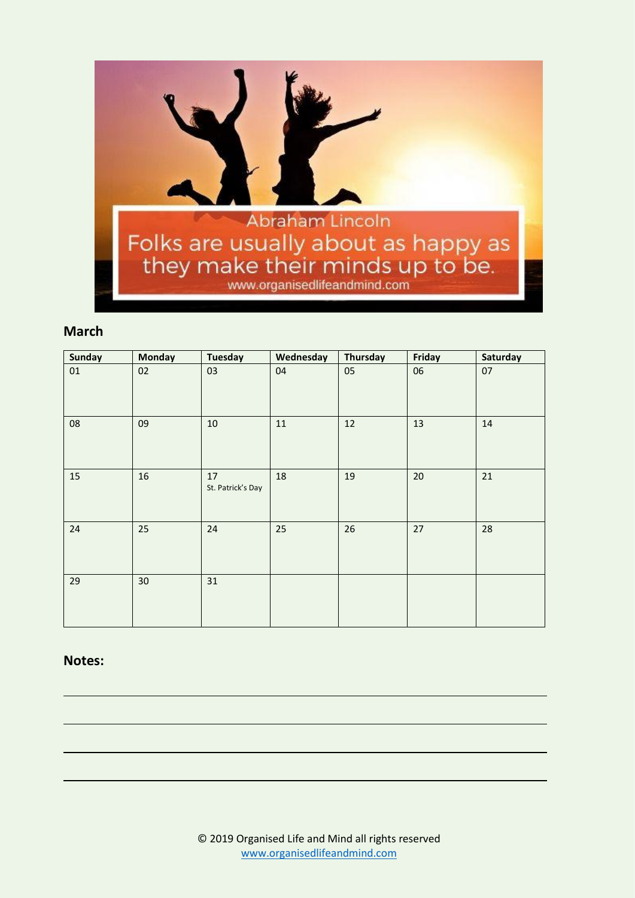Abraham Lincoln

Folks are usually about as happy as they make their minds up to be.

www.organisedlifeandmind.com

## March

| Sunday | Monday | Tuesday | Wednesday | Thursday | Friday | Saturday |
|---|---|---|---|---|---|---|
| 01 | 02 | 03 | 04 | 05 | 06 | 07 |
| 08 | 09 | 10 | 11 | 12 | 13 | 14 |
| 15 | 16 | 17 St. Patrick's Day | 18 | 19 | 20 | 21 |
| 24 | 25 | 24 | 25 | 26 | 27 | 28 |
| 29 | 30 | 31 | | | | |

## Notes:

© 2019 Organised Life and Mind all rights reserved
www.organisedlifeandmind.com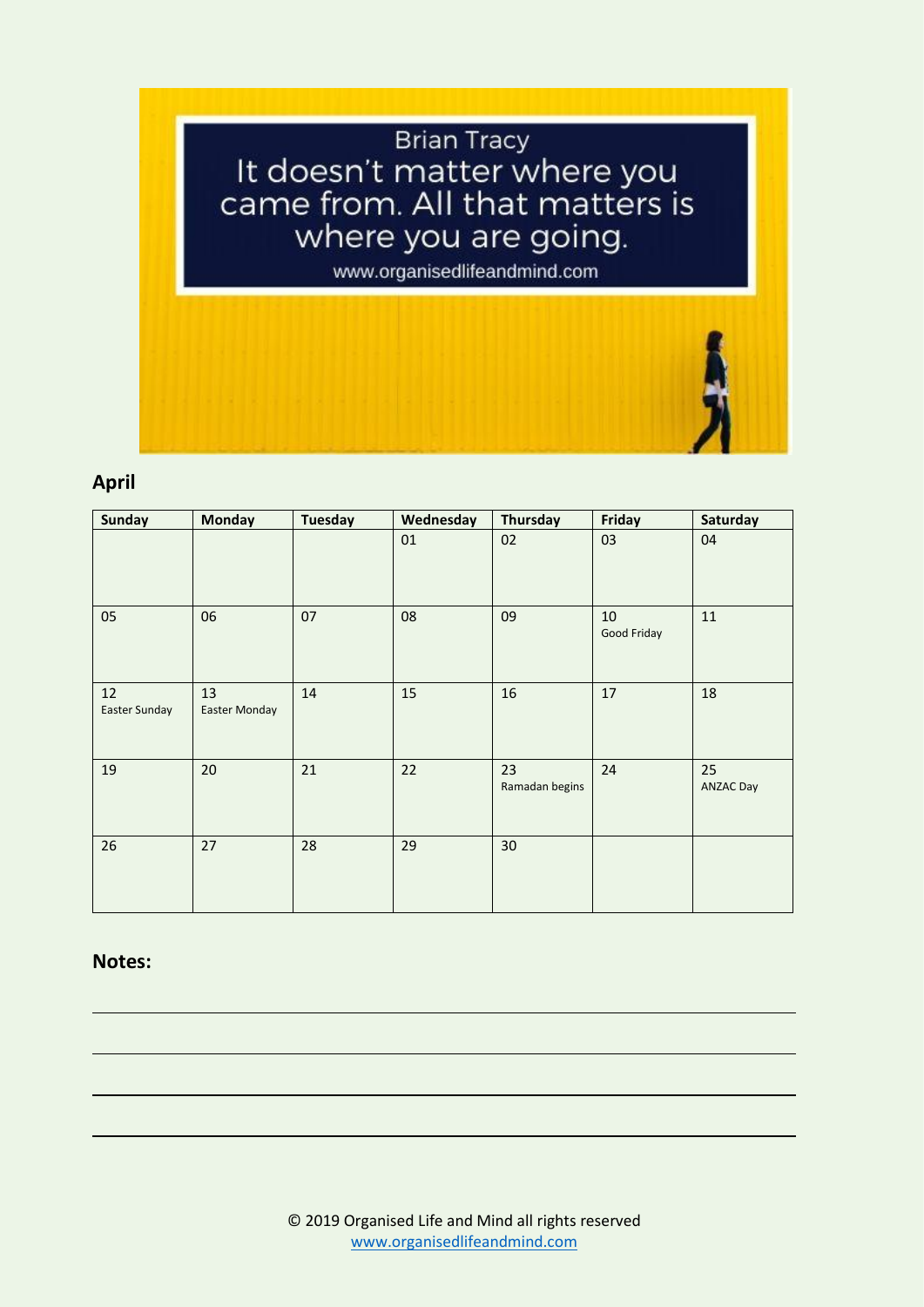Brian Tracy

It doesn't matter where you came from. All that matters is where you are going.

www.organisedlifeandmind.com

## April

| Sunday | Monday | Tuesday | Wednesday | Thursday | Friday | Saturday |
|---|---|---|---|---|---|---|
| | | | 01 | 02 | 03 | 04 |
| 05 | 06 | 07 | 08 | 09 | 10 Good Friday | 11 |
| 12 Easter Sunday | 13 Easter Monday | 14 | 15 | 16 | 17 | 18 |
| 19 | 20 | 21 | 22 | 23 Ramadan begins | 24 | 25 ANZAC Day |
| 26 | 27 | 28 | 29 | 30 | | |

## Notes:

© 2019 Organised Life and Mind all rights reserved
www.organisedlifeandmind.com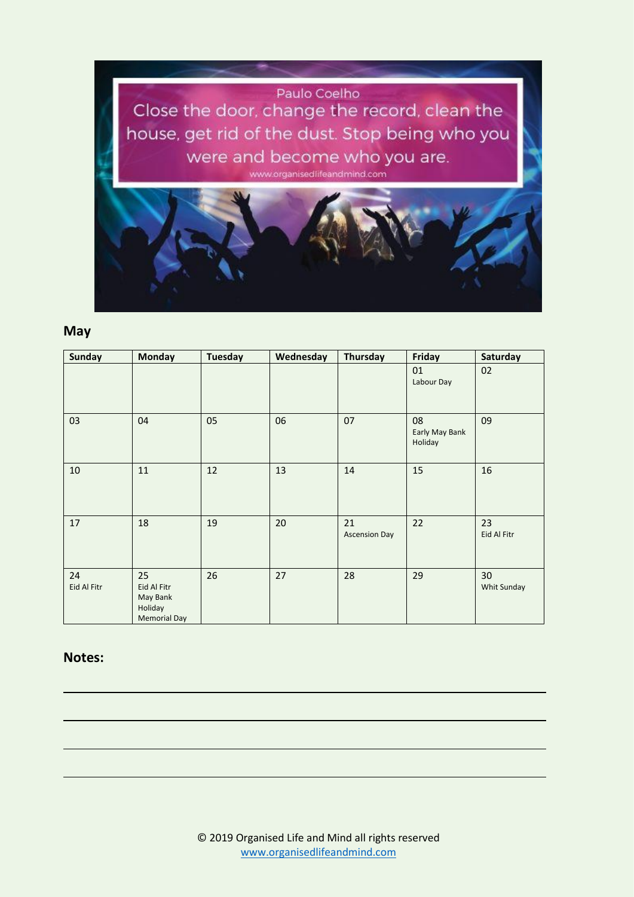Paulo Coelho
Close the door, change the record, clean the house, get rid of the dust. Stop being who you were and become who you are.
www.organisedlifeandmind.com

## May

| Sunday | Monday | Tuesday | Wednesday | Thursday | Friday | Saturday |
|---|---|---|---|---|---|---|
| | | | | | 01 Labour Day | 02 |
| 03 | 04 | 05 | 06 | 07 | 08 Early May Bank Holiday | 09 |
| 10 | 11 | 12 | 13 | 14 | 15 | 16 |
| 17 | 18 | 19 | 20 | 21 Ascension Day | 22 | 23 Eid Al Fitr |
| 24 Eid Al Fitr | 25 Eid Al Fitr May Bank Holiday Memorial Day | 26 | 27 | 28 | 29 | 30 Whit Sunday |

**Notes:**

© 2019 Organised Life and Mind all rights reserved
www.organisedlifeandmind.com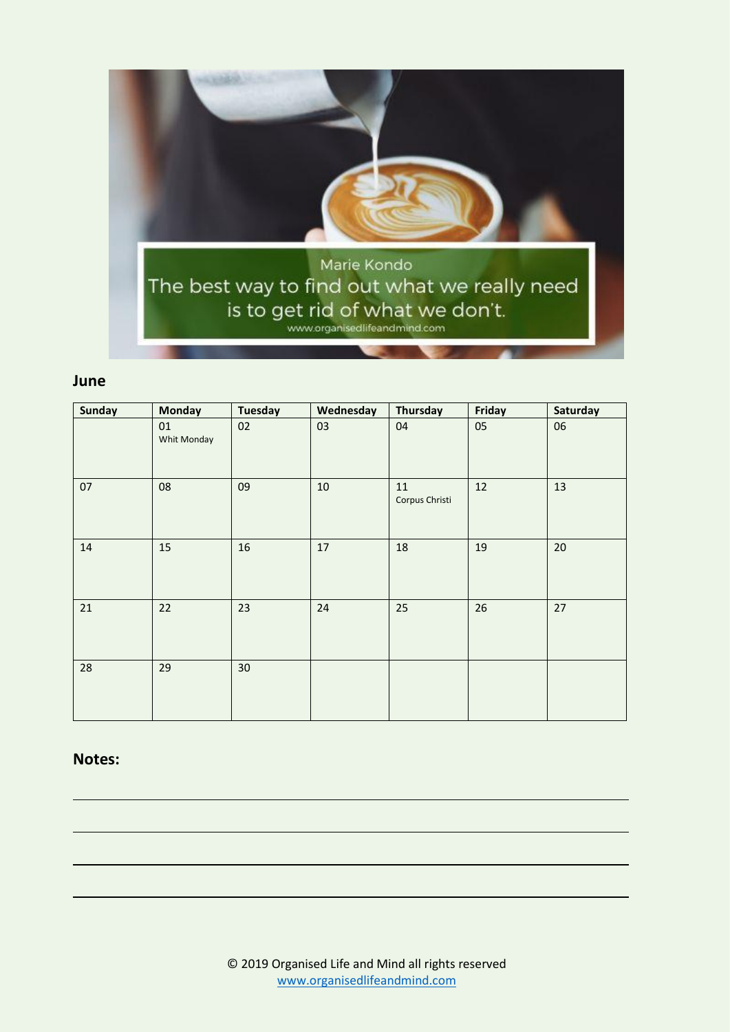Marie Kondo

The best way to find out what we really need is to get rid of what we don't.

www.organisedlifeandmind.com

**June**

| Sunday | Monday | Tuesday | Wednesday | Thursday | Friday | Saturday |
|---|---|---|---|---|---|---|
| | 01 Whit Monday | 02 | 03 | 04 | 05 | 06 |
| 07 | 08 | 09 | 10 | 11 Corpus Christi | 12 | 13 |
| 14 | 15 | 16 | 17 | 18 | 19 | 20 |
| 21 | 22 | 23 | 24 | 25 | 26 | 27 |
| 28 | 29 | 30 | | | | |

**Notes:**

© 2019 Organised Life and Mind all rights reserved
www.organisedlifeandmind.com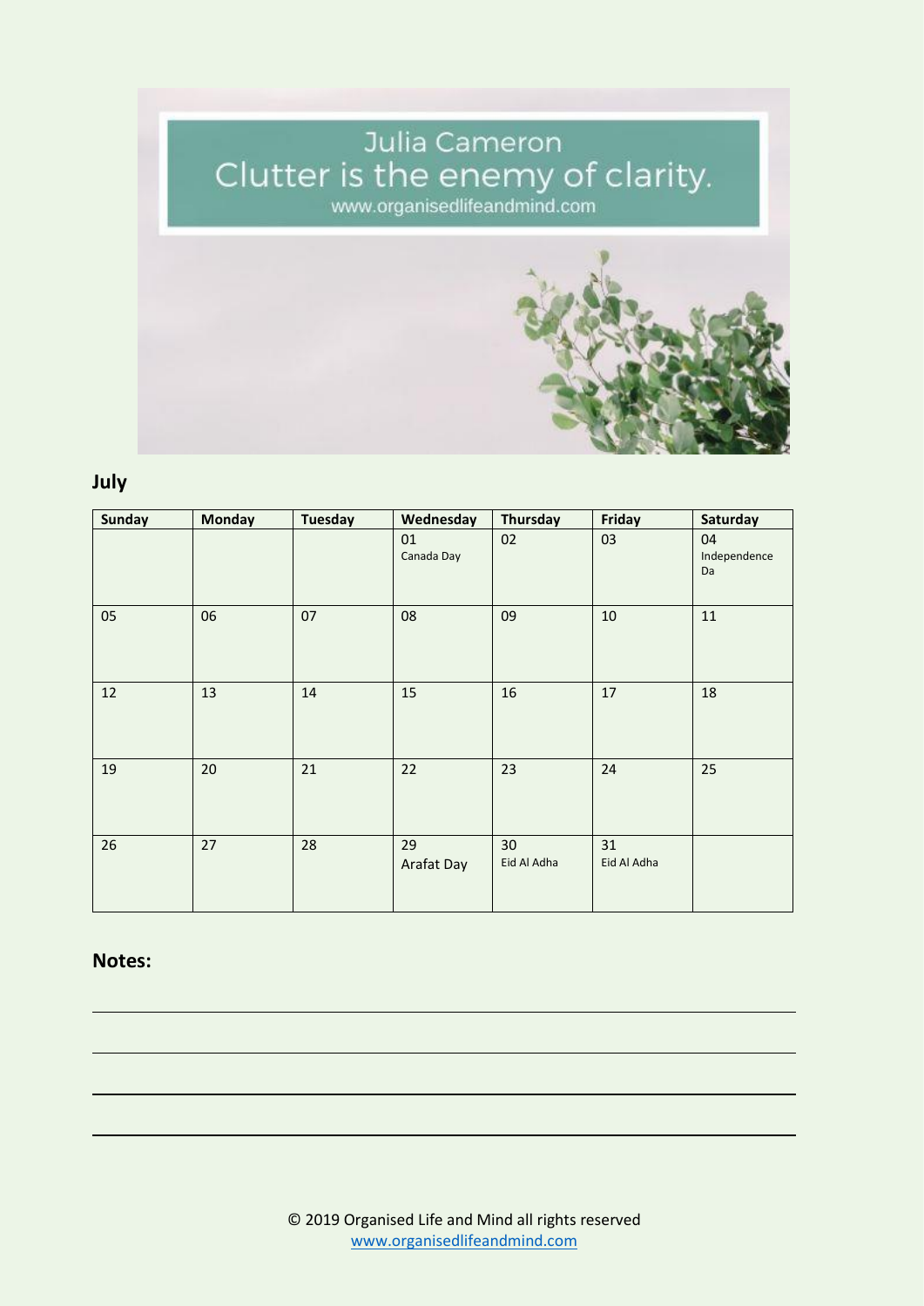Julia Cameron
Clutter is the enemy of clarity.
www.organisedlifeandmind.com

**July**

| Sunday | Monday | Tuesday | Wednesday | Thursday | Friday | Saturday |
|---|---|---|---|---|---|---|
| | | | 01 Canada Day | 02 | 03 | 04 Independence Da |
| 05 | 06 | 07 | 08 | 09 | 10 | 11 |
| 12 | 13 | 14 | 15 | 16 | 17 | 18 |
| 19 | 20 | 21 | 22 | 23 | 24 | 25 |
| 26 | 27 | 28 | 29 Arafat Day | 30 Eid Al Adha | 31 Eid Al Adha | |

**Notes:**

© 2019 Organised Life and Mind all rights reserved
www.organisedlifeandmind.com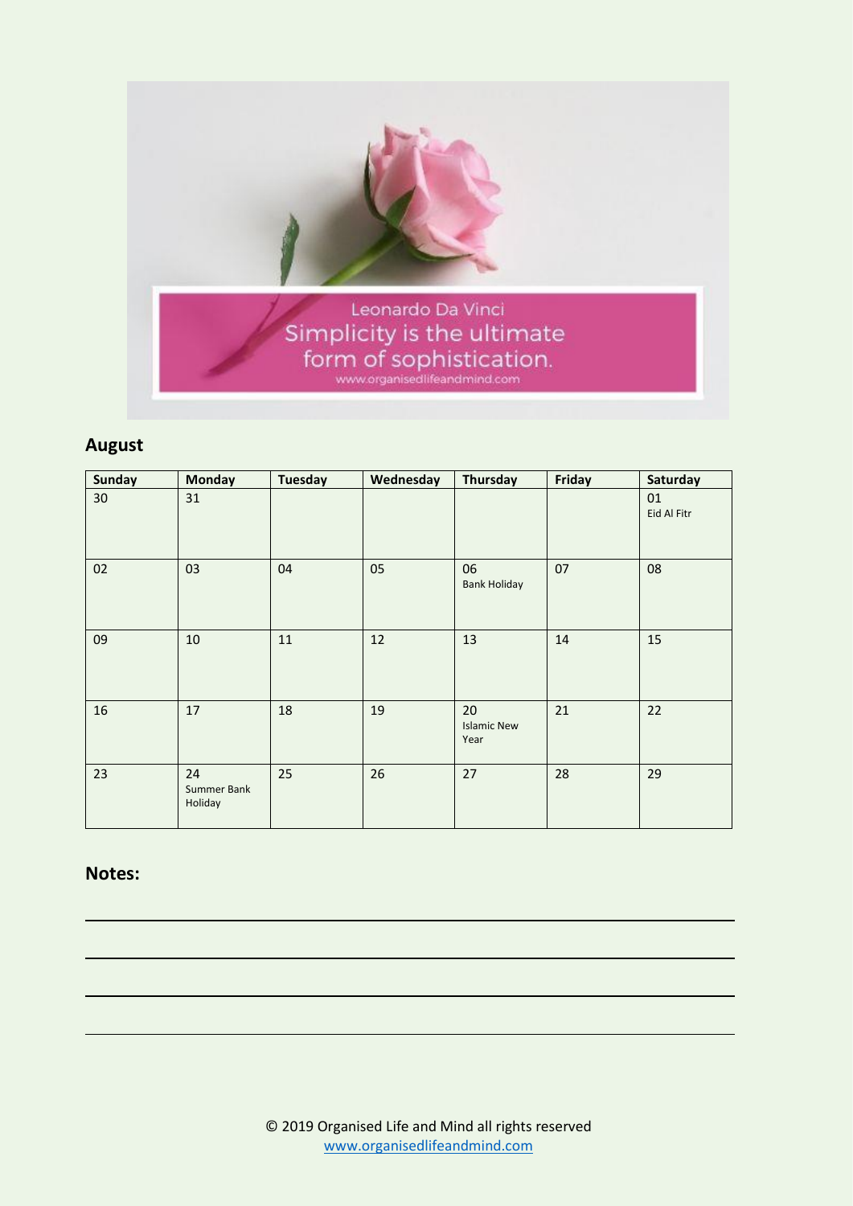Leonardo Da Vinci

Simplicity is the ultimate form of sophistication.

www.organisedlifeandmind.com

## August

| Sunday | Monday | Tuesday | Wednesday | Thursday | Friday | Saturday |
|---|---|---|---|---|---|---|
| 30 | 31 | | | | | 01 Eid Al Fitr |
| 02 | 03 | 04 | 05 | 06 Bank Holiday | 07 | 08 |
| 09 | 10 | 11 | 12 | 13 | 14 | 15 |
| 16 | 17 | 18 | 19 | 20 Islamic New Year | 21 | 22 |
| 23 | 24 Summer Bank Holiday | 25 | 26 | 27 | 28 | 29 |

## Notes:

© 2019 Organised Life and Mind all rights reserved
www.organisedlifeandmind.com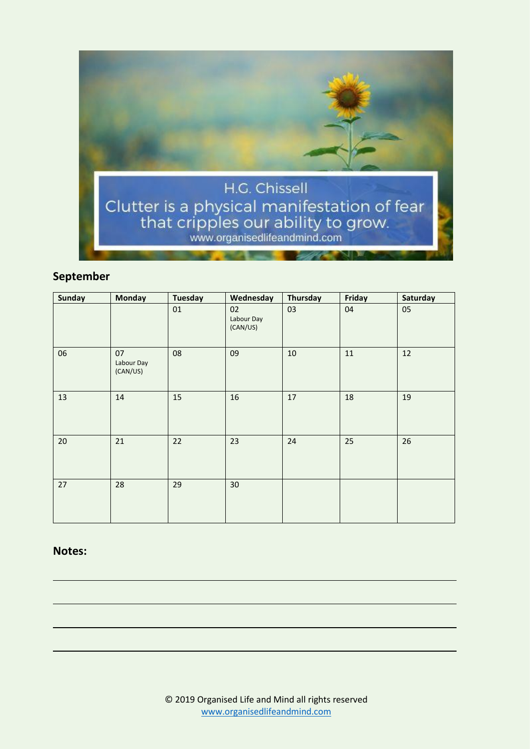H.G. Chissell
Clutter is a physical manifestation of fear that cripples our ability to grow.
www.organisedlifeandmind.com

## September

| Sunday | Monday | Tuesday | Wednesday | Thursday | Friday | Saturday |
|---|---|---|---|---|---|---|
| | | 01 | 02 Labour Day (CAN/US) | 03 | 04 | 05 |
| 06 | 07 Labour Day (CAN/US) | 08 | 09 | 10 | 11 | 12 |
| 13 | 14 | 15 | 16 | 17 | 18 | 19 |
| 20 | 21 | 22 | 23 | 24 | 25 | 26 |
| 27 | 28 | 29 | 30 | | | |

**Notes:**

© 2019 Organised Life and Mind all rights reserved
www.organisedlifeandmind.com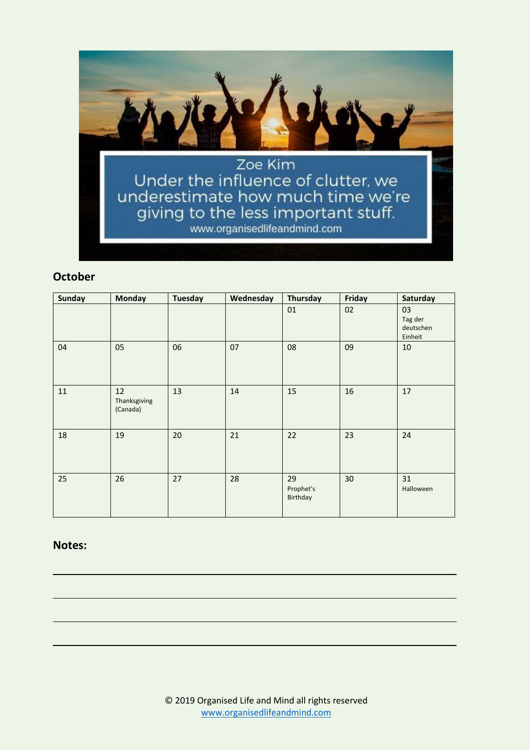Zoe Kim
Under the influence of clutter, we underestimate how much time we're giving to the less important stuff.
www.organisedlifeandmind.com

## October

| Sunday | Monday | Tuesday | Wednesday | Thursday | Friday | Saturday |
|---|---|---|---|---|---|---|
| | | | | 01 | 02 | 03 Tag der deutschen Einheit |
| 04 | 05 | 06 | 07 | 08 | 09 | 10 |
| 11 | 12 Thanksgiving (Canada) | 13 | 14 | 15 | 16 | 17 |
| 18 | 19 | 20 | 21 | 22 | 23 | 24 |
| 25 | 26 | 27 | 28 | 29 Prophet's Birthday | 30 | 31 Halloween |

## Notes:

© 2019 Organised Life and Mind all rights reserved
www.organisedlifeandmind.com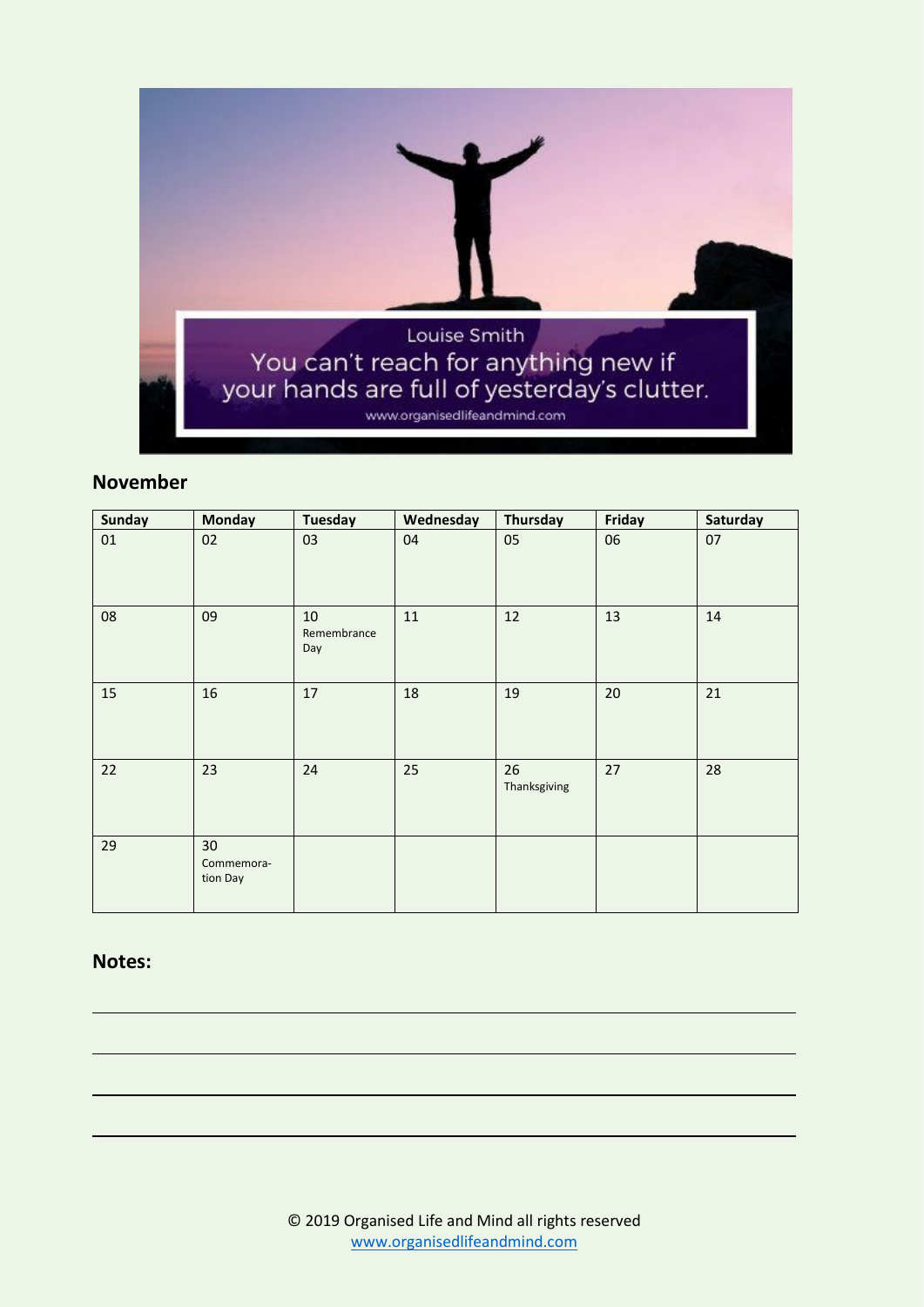Louise Smith

You can't reach for anything new if your hands are full of yesterday's clutter.

www.organisedlifeandmind.com

## November

| Sunday | Monday | Tuesday | Wednesday | Thursday | Friday | Saturday |
|---|---|---|---|---|---|---|
| 01 | 02 | 03 | 04 | 05 | 06 | 07 |
| 08 | 09 | 10 Remembrance Day | 11 | 12 | 13 | 14 |
| 15 | 16 | 17 | 18 | 19 | 20 | 21 |
| 22 | 23 | 24 | 25 | 26 Thanksgiving | 27 | 28 |
| 29 | 30 Commemora-tion Day | | | | | |

## Notes:

© 2019 Organised Life and Mind all rights reserved
www.organisedlifeandmind.com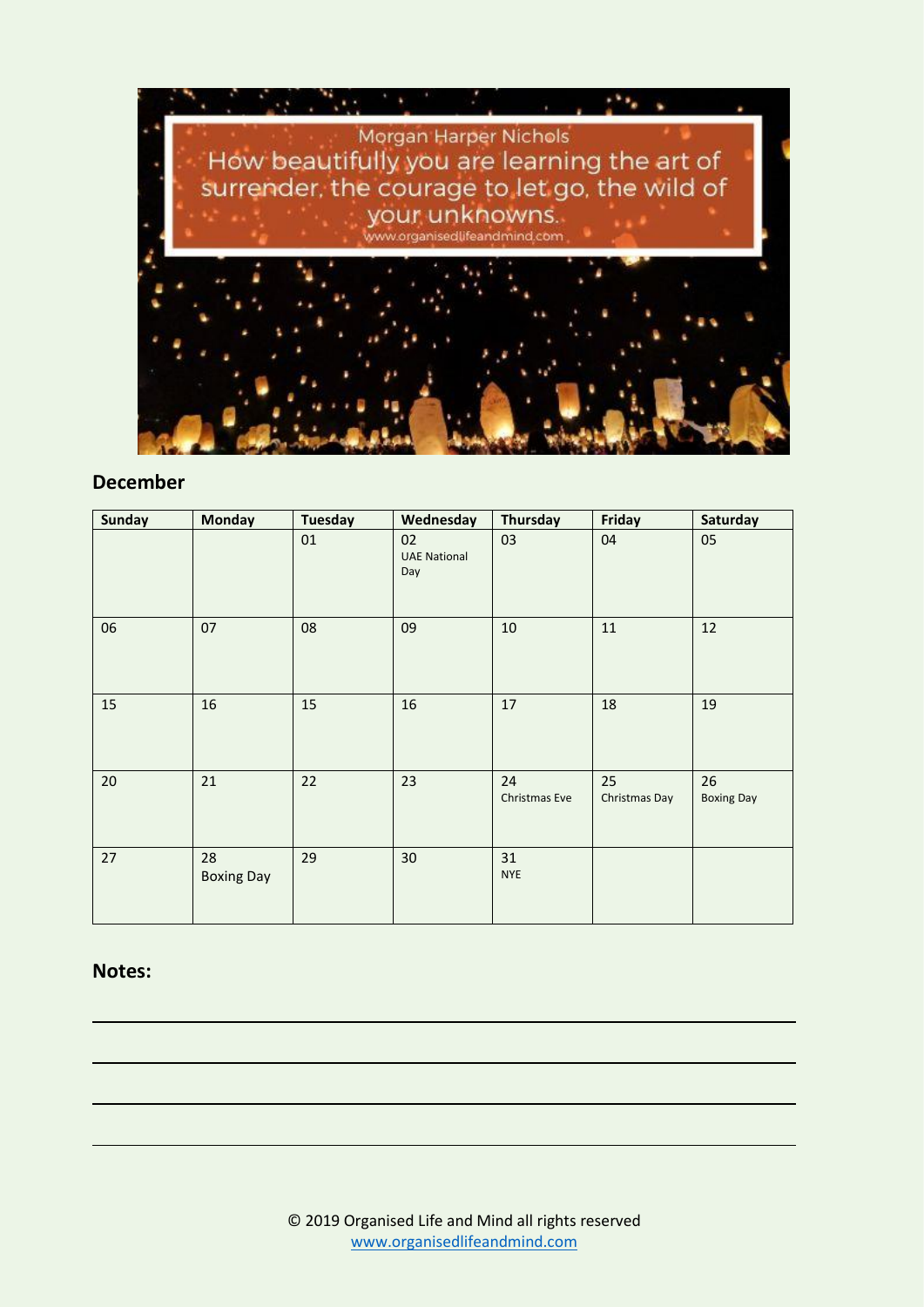Morgan Harper Nichols
How beautifully you are learning the art of surrender, the courage to let go, the wild of your unknowns.
www.organisedlifeandmind.com

## December

| Sunday | Monday | Tuesday | Wednesday | Thursday | Friday | Saturday |
|---|---|---|---|---|---|---|
| | | 01 | 02 UAE National Day | 03 | 04 | 05 |
| 06 | 07 | 08 | 09 | 10 | 11 | 12 |
| 15 | 16 | 15 | 16 | 17 | 18 | 19 |
| 20 | 21 | 22 | 23 | 24 Christmas Eve | 25 Christmas Day | 26 Boxing Day |
| 27 | 28 Boxing Day | 29 | 30 | 31 NYE | | |

## Notes:

© 2019 Organised Life and Mind all rights reserved
www.organisedlifeandmind.com